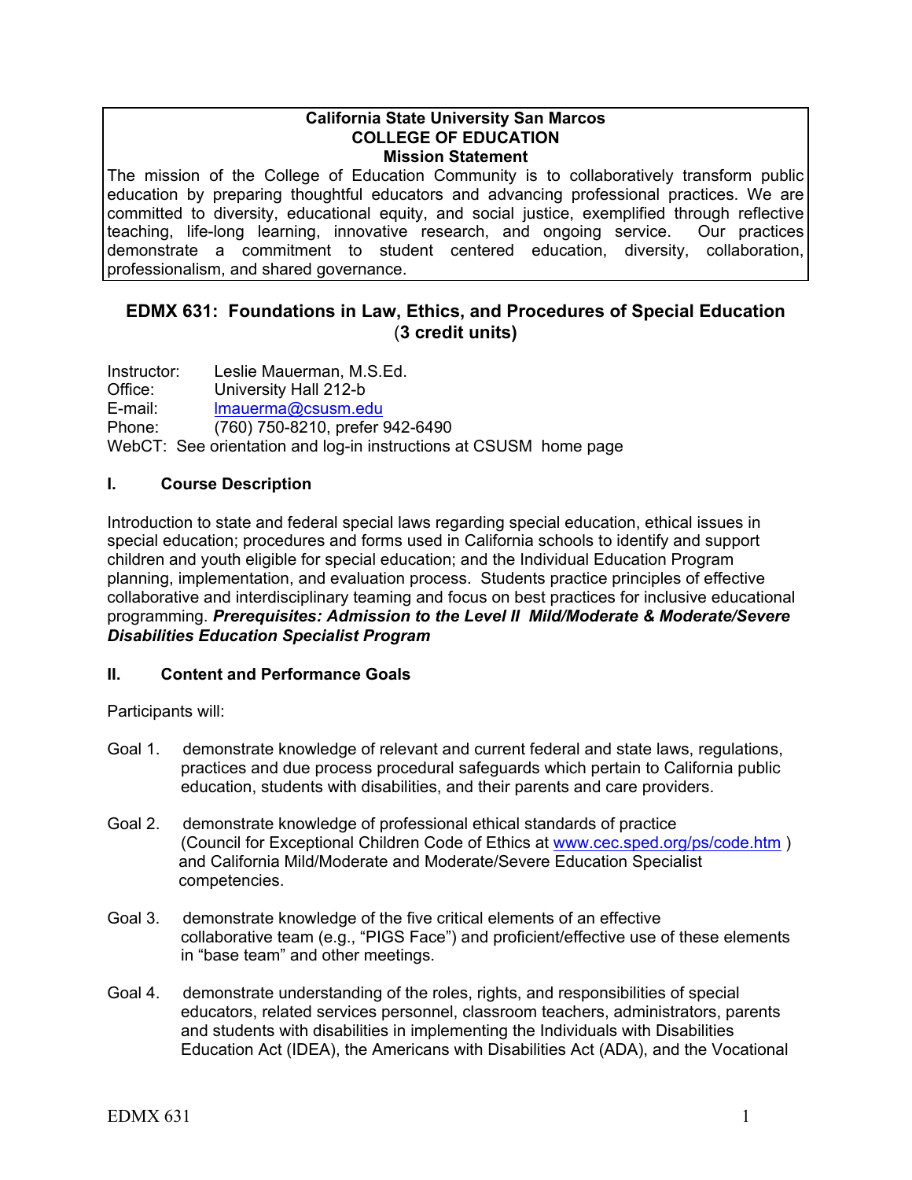**California State University San Marcos**
**COLLEGE OF EDUCATION**
**Mission Statement**

The mission of the College of Education Community is to collaboratively transform public education by preparing thoughtful educators and advancing professional practices. We are committed to diversity, educational equity, and social justice, exemplified through reflective teaching, life-long learning, innovative research, and ongoing service. Our practices demonstrate a commitment to student centered education, diversity, collaboration, professionalism, and shared governance.

# EDMX 631: Foundations in Law, Ethics, and Procedures of Special Education (3 credit units)

Instructor: Leslie Mauerman, M.S.Ed.
Office: University Hall 212-b
E-mail: lmauerma@csusm.edu
Phone: (760) 750-8210, prefer 942-6490
WebCT: See orientation and log-in instructions at CSUSM home page

## I. Course Description

Introduction to state and federal special laws regarding special education, ethical issues in special education; procedures and forms used in California schools to identify and support children and youth eligible for special education; and the Individual Education Program planning, implementation, and evaluation process. Students practice principles of effective collaborative and interdisciplinary teaming and focus on best practices for inclusive educational programming. ***Prerequisites: Admission to the Level II Mild/Moderate & Moderate/Severe Disabilities Education Specialist Program***

## II. Content and Performance Goals

Participants will:

Goal 1. demonstrate knowledge of relevant and current federal and state laws, regulations, practices and due process procedural safeguards which pertain to California public education, students with disabilities, and their parents and care providers.

Goal 2. demonstrate knowledge of professional ethical standards of practice (Council for Exceptional Children Code of Ethics at www.cec.sped.org/ps/code.htm ) and California Mild/Moderate and Moderate/Severe Education Specialist competencies.

Goal 3. demonstrate knowledge of the five critical elements of an effective collaborative team (e.g., "PIGS Face") and proficient/effective use of these elements in "base team" and other meetings.

Goal 4. demonstrate understanding of the roles, rights, and responsibilities of special educators, related services personnel, classroom teachers, administrators, parents and students with disabilities in implementing the Individuals with Disabilities Education Act (IDEA), the Americans with Disabilities Act (ADA), and the Vocational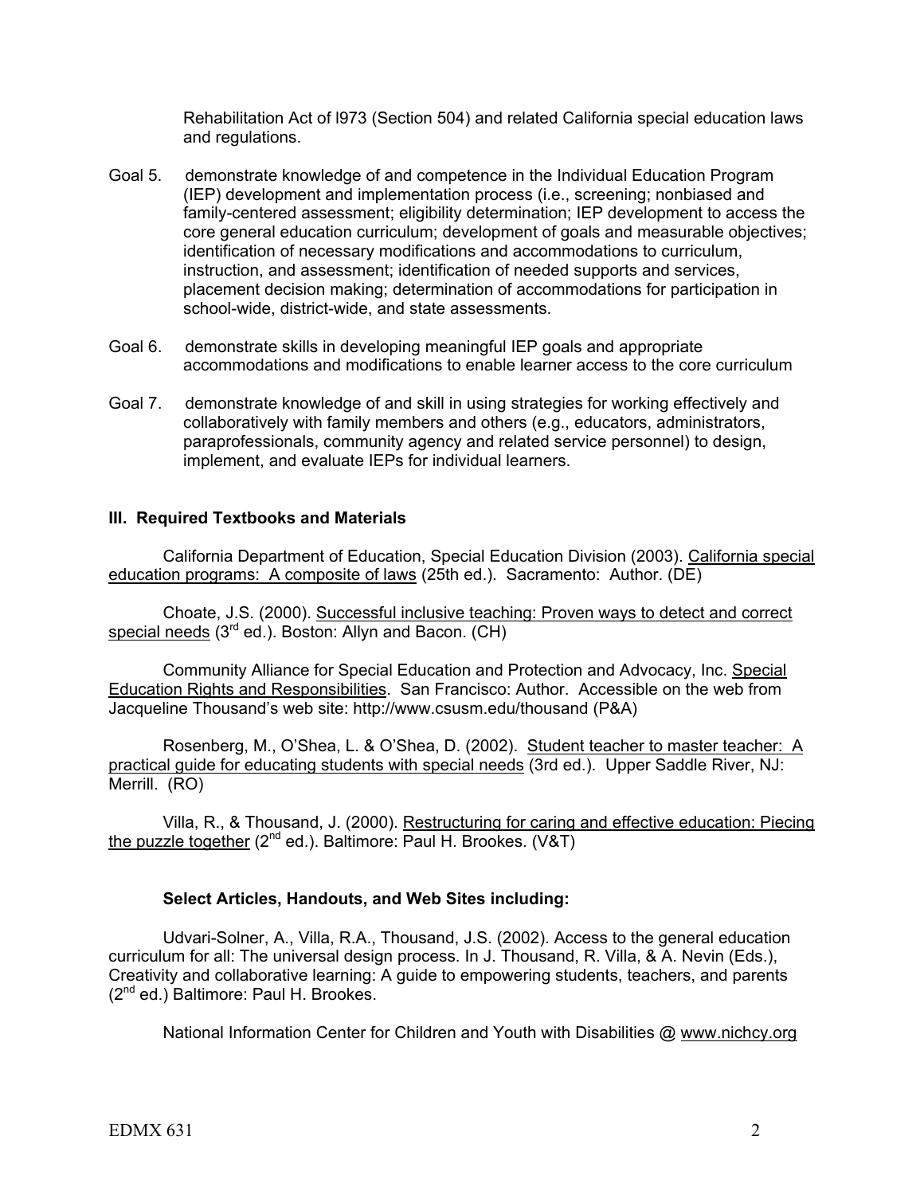Rehabilitation Act of l973 (Section 504) and related California special education laws and regulations.

Goal 5. demonstrate knowledge of and competence in the Individual Education Program (IEP) development and implementation process (i.e., screening; nonbiased and family-centered assessment; eligibility determination; IEP development to access the core general education curriculum; development of goals and measurable objectives; identification of necessary modifications and accommodations to curriculum, instruction, and assessment; identification of needed supports and services, placement decision making; determination of accommodations for participation in school-wide, district-wide, and state assessments.

Goal 6. demonstrate skills in developing meaningful IEP goals and appropriate accommodations and modifications to enable learner access to the core curriculum

Goal 7. demonstrate knowledge of and skill in using strategies for working effectively and collaboratively with family members and others (e.g., educators, administrators, paraprofessionals, community agency and related service personnel) to design, implement, and evaluate IEPs for individual learners.

## III. Required Textbooks and Materials

California Department of Education, Special Education Division (2003). California special education programs: A composite of laws (25th ed.). Sacramento: Author. (DE)

Choate, J.S. (2000). Successful inclusive teaching: Proven ways to detect and correct special needs (3rd ed.). Boston: Allyn and Bacon. (CH)

Community Alliance for Special Education and Protection and Advocacy, Inc. Special Education Rights and Responsibilities. San Francisco: Author. Accessible on the web from Jacqueline Thousand's web site: http://www.csusm.edu/thousand (P&A)

Rosenberg, M., O'Shea, L. & O'Shea, D. (2002). Student teacher to master teacher: A practical guide for educating students with special needs (3rd ed.). Upper Saddle River, NJ: Merrill. (RO)

Villa, R., & Thousand, J. (2000). Restructuring for caring and effective education: Piecing the puzzle together (2nd ed.). Baltimore: Paul H. Brookes. (V&T)

### Select Articles, Handouts, and Web Sites including:

Udvari-Solner, A., Villa, R.A., Thousand, J.S. (2002). Access to the general education curriculum for all: The universal design process. In J. Thousand, R. Villa, & A. Nevin (Eds.), Creativity and collaborative learning: A guide to empowering students, teachers, and parents (2nd ed.) Baltimore: Paul H. Brookes.

National Information Center for Children and Youth with Disabilities @ www.nichcy.org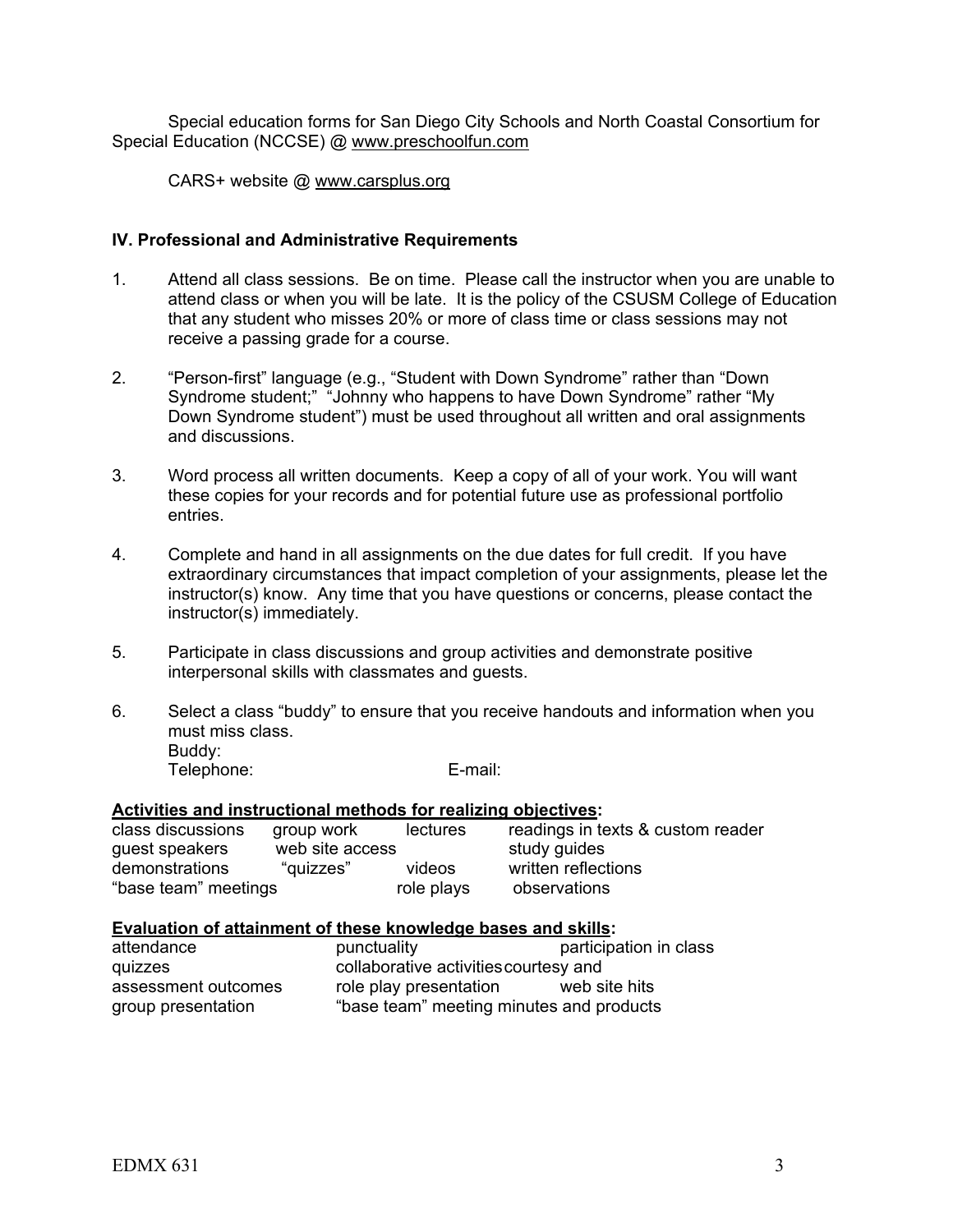Special education forms for San Diego City Schools and North Coastal Consortium for Special Education (NCCSE) @ www.preschoolfun.com

CARS+ website @ www.carsplus.org

### IV. Professional and Administrative Requirements

1. Attend all class sessions. Be on time. Please call the instructor when you are unable to attend class or when you will be late. It is the policy of the CSUSM College of Education that any student who misses 20% or more of class time or class sessions may not receive a passing grade for a course.

2. "Person-first" language (e.g., "Student with Down Syndrome" rather than "Down Syndrome student;" "Johnny who happens to have Down Syndrome" rather "My Down Syndrome student") must be used throughout all written and oral assignments and discussions.

3. Word process all written documents. Keep a copy of all of your work. You will want these copies for your records and for potential future use as professional portfolio entries.

4. Complete and hand in all assignments on the due dates for full credit. If you have extraordinary circumstances that impact completion of your assignments, please let the instructor(s) know. Any time that you have questions or concerns, please contact the instructor(s) immediately.

5. Participate in class discussions and group activities and demonstrate positive interpersonal skills with classmates and guests.

6. Select a class "buddy" to ensure that you receive handouts and information when you must miss class.
   Buddy:
   Telephone: E-mail:

**Activities and instructional methods for realizing objectives:**

| | | | |
|---|---|---|---|
| class discussions | group work | lectures | readings in texts & custom reader |
| guest speakers | web site access | | study guides |
| demonstrations | "quizzes" | videos | written reflections |
| "base team" meetings | | role plays | observations |

**Evaluation of attainment of these knowledge bases and skills:**

| | | |
|---|---|---|
| attendance | punctuality | participation in class |
| quizzes | collaborative activities courtesy and | |
| assessment outcomes | role play presentation | web site hits |
| group presentation | "base team" meeting minutes and products | |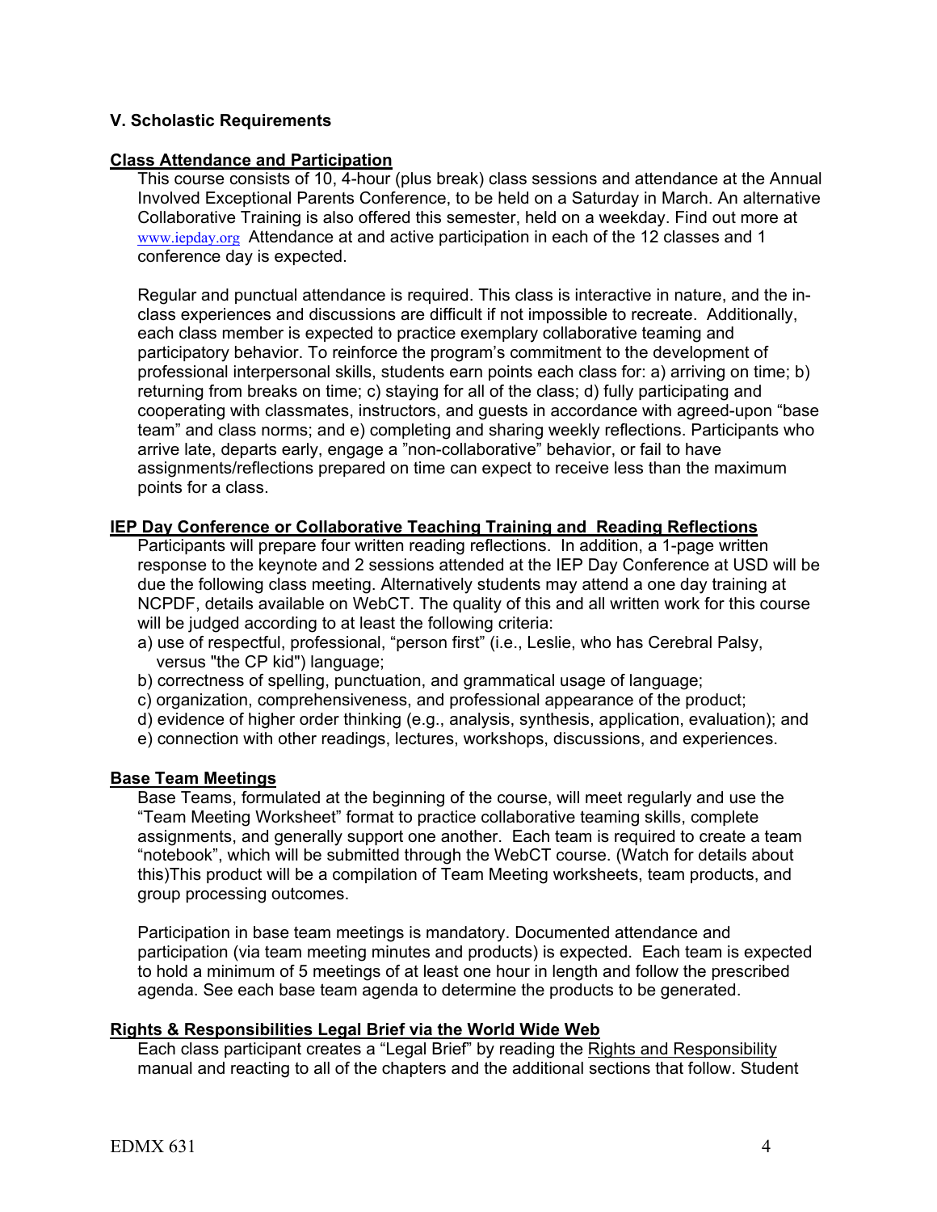### V. Scholastic Requirements

**Class Attendance and Participation**

This course consists of 10, 4-hour (plus break) class sessions and attendance at the Annual Involved Exceptional Parents Conference, to be held on a Saturday in March. An alternative Collaborative Training is also offered this semester, held on a weekday. Find out more at www.iepday.org Attendance at and active participation in each of the 12 classes and 1 conference day is expected.

Regular and punctual attendance is required. This class is interactive in nature, and the in-class experiences and discussions are difficult if not impossible to recreate. Additionally, each class member is expected to practice exemplary collaborative teaming and participatory behavior. To reinforce the program's commitment to the development of professional interpersonal skills, students earn points each class for: a) arriving on time; b) returning from breaks on time; c) staying for all of the class; d) fully participating and cooperating with classmates, instructors, and guests in accordance with agreed-upon "base team" and class norms; and e) completing and sharing weekly reflections. Participants who arrive late, departs early, engage a "non-collaborative" behavior, or fail to have assignments/reflections prepared on time can expect to receive less than the maximum points for a class.

**IEP Day Conference or Collaborative Teaching Training and Reading Reflections**

Participants will prepare four written reading reflections. In addition, a 1-page written response to the keynote and 2 sessions attended at the IEP Day Conference at USD will be due the following class meeting. Alternatively students may attend a one day training at NCPDF, details available on WebCT. The quality of this and all written work for this course will be judged according to at least the following criteria:

a) use of respectful, professional, "person first" (i.e., Leslie, who has Cerebral Palsy, versus "the CP kid") language;
b) correctness of spelling, punctuation, and grammatical usage of language;
c) organization, comprehensiveness, and professional appearance of the product;
d) evidence of higher order thinking (e.g., analysis, synthesis, application, evaluation); and
e) connection with other readings, lectures, workshops, discussions, and experiences.

**Base Team Meetings**

Base Teams, formulated at the beginning of the course, will meet regularly and use the "Team Meeting Worksheet" format to practice collaborative teaming skills, complete assignments, and generally support one another. Each team is required to create a team "notebook", which will be submitted through the WebCT course. (Watch for details about this)This product will be a compilation of Team Meeting worksheets, team products, and group processing outcomes.

Participation in base team meetings is mandatory. Documented attendance and participation (via team meeting minutes and products) is expected. Each team is expected to hold a minimum of 5 meetings of at least one hour in length and follow the prescribed agenda. See each base team agenda to determine the products to be generated.

**Rights & Responsibilities Legal Brief via the World Wide Web**

Each class participant creates a "Legal Brief" by reading the Rights and Responsibility manual and reacting to all of the chapters and the additional sections that follow. Student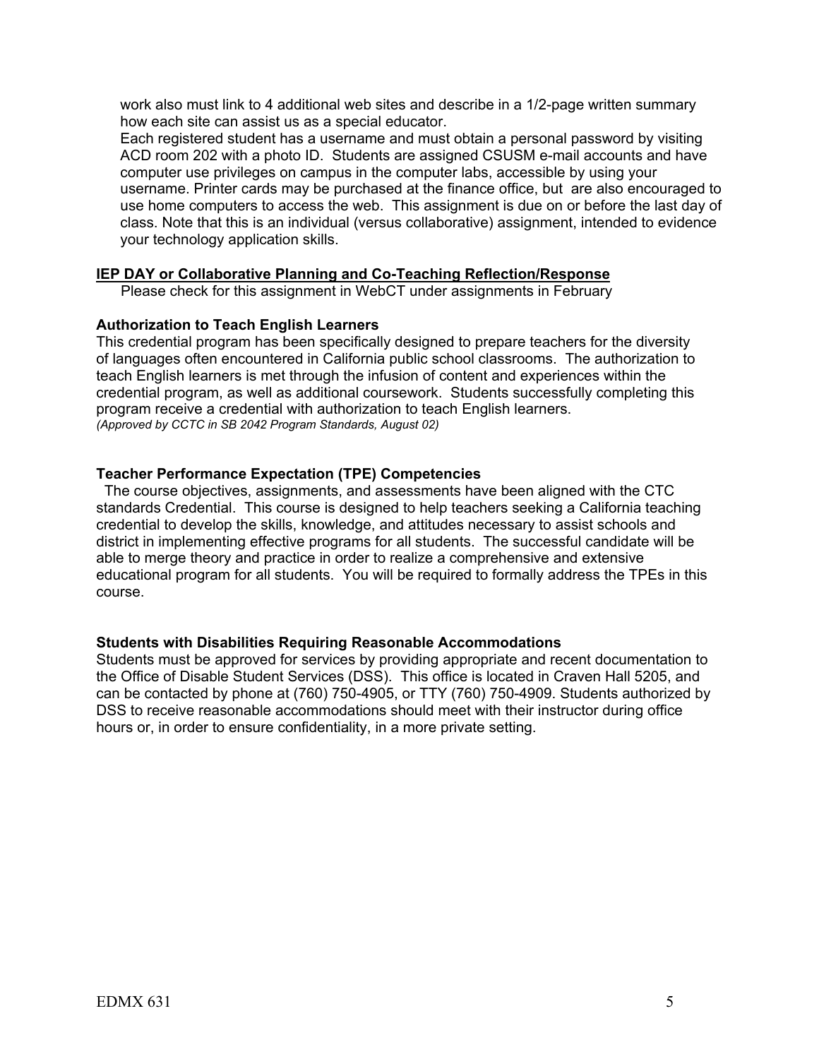work also must link to 4 additional web sites and describe in a 1/2-page written summary how each site can assist us as a special educator.

Each registered student has a username and must obtain a personal password by visiting ACD room 202 with a photo ID. Students are assigned CSUSM e-mail accounts and have computer use privileges on campus in the computer labs, accessible by using your username. Printer cards may be purchased at the finance office, but are also encouraged to use home computers to access the web. This assignment is due on or before the last day of class. Note that this is an individual (versus collaborative) assignment, intended to evidence your technology application skills.

**IEP DAY or Collaborative Planning and Co-Teaching Reflection/Response**

Please check for this assignment in WebCT under assignments in February

**Authorization to Teach English Learners**

This credential program has been specifically designed to prepare teachers for the diversity of languages often encountered in California public school classrooms. The authorization to teach English learners is met through the infusion of content and experiences within the credential program, as well as additional coursework. Students successfully completing this program receive a credential with authorization to teach English learners.

*(Approved by CCTC in SB 2042 Program Standards, August 02)*

**Teacher Performance Expectation (TPE) Competencies**

The course objectives, assignments, and assessments have been aligned with the CTC standards Credential. This course is designed to help teachers seeking a California teaching credential to develop the skills, knowledge, and attitudes necessary to assist schools and district in implementing effective programs for all students. The successful candidate will be able to merge theory and practice in order to realize a comprehensive and extensive educational program for all students. You will be required to formally address the TPEs in this course.

**Students with Disabilities Requiring Reasonable Accommodations**

Students must be approved for services by providing appropriate and recent documentation to the Office of Disable Student Services (DSS). This office is located in Craven Hall 5205, and can be contacted by phone at (760) 750-4905, or TTY (760) 750-4909. Students authorized by DSS to receive reasonable accommodations should meet with their instructor during office hours or, in order to ensure confidentiality, in a more private setting.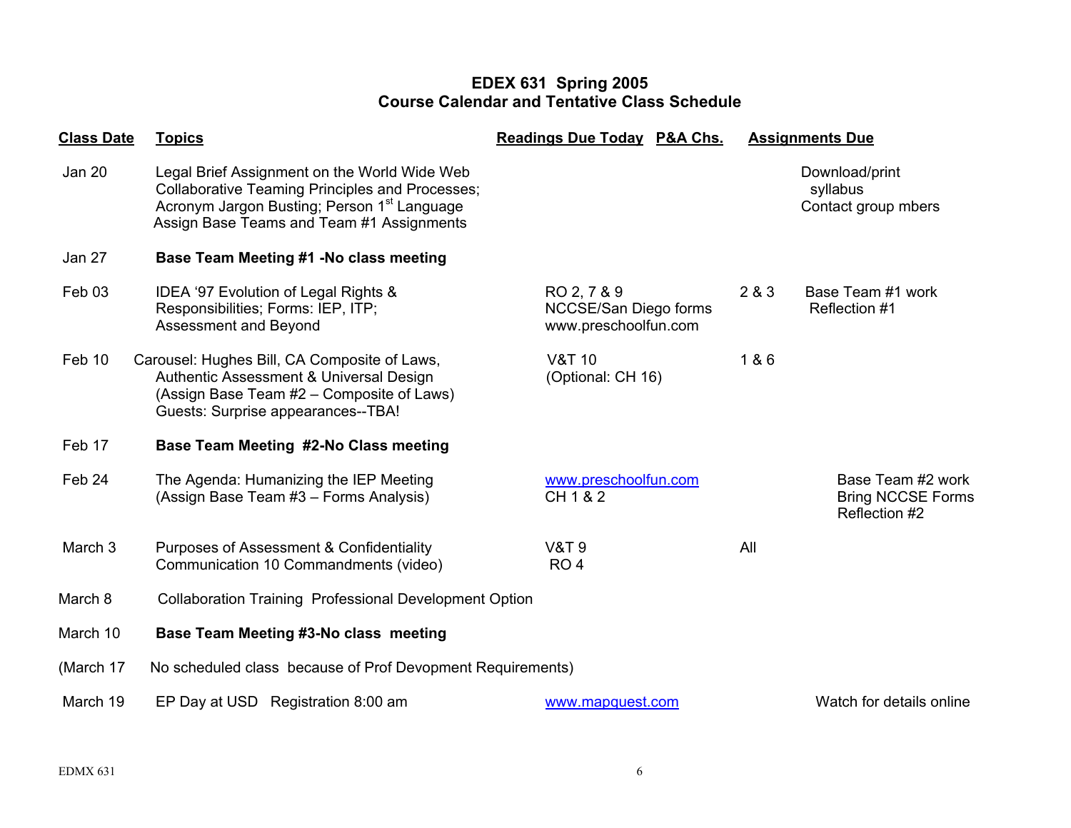## EDEX 631 Spring 2005
## Course Calendar and Tentative Class Schedule

| Class Date | Topics | Readings Due Today | P&A Chs. | Assignments Due |
|---|---|---|---|---|
| Jan 20 | Legal Brief Assignment on the World Wide Web Collaborative Teaming Principles and Processes; Acronym Jargon Busting; Person 1st Language Assign Base Teams and Team #1 Assignments | | | Download/print syllabus Contact group mbers |
| Jan 27 | **Base Team Meeting #1 -No class meeting** | | | |
| Feb 03 | IDEA '97 Evolution of Legal Rights & Responsibilities; Forms: IEP, ITP; Assessment and Beyond | RO 2, 7 & 9 NCCSE/San Diego forms www.preschoolfun.com | 2 & 3 | Base Team #1 work Reflection #1 |
| Feb 10 | Carousel: Hughes Bill, CA Composite of Laws, Authentic Assessment & Universal Design (Assign Base Team #2 – Composite of Laws) Guests: Surprise appearances--TBA! | V&T 10 (Optional: CH 16) | 1 & 6 | |
| Feb 17 | **Base Team Meeting #2-No Class meeting** | | | |
| Feb 24 | The Agenda: Humanizing the IEP Meeting (Assign Base Team #3 – Forms Analysis) | www.preschoolfun.com CH 1 & 2 | | Base Team #2 work Bring NCCSE Forms Reflection #2 |
| March 3 | Purposes of Assessment & Confidentiality Communication 10 Commandments (video) | V&T 9 RO 4 | All | |
| March 8 | Collaboration Training Professional Development Option | | | |
| March 10 | **Base Team Meeting #3-No class meeting** | | | |
| (March 17 | No scheduled class because of Prof Devopment Requirements) | | | |
| March 19 | EP Day at USD Registration 8:00 am | www.mapquest.com | | Watch for details online |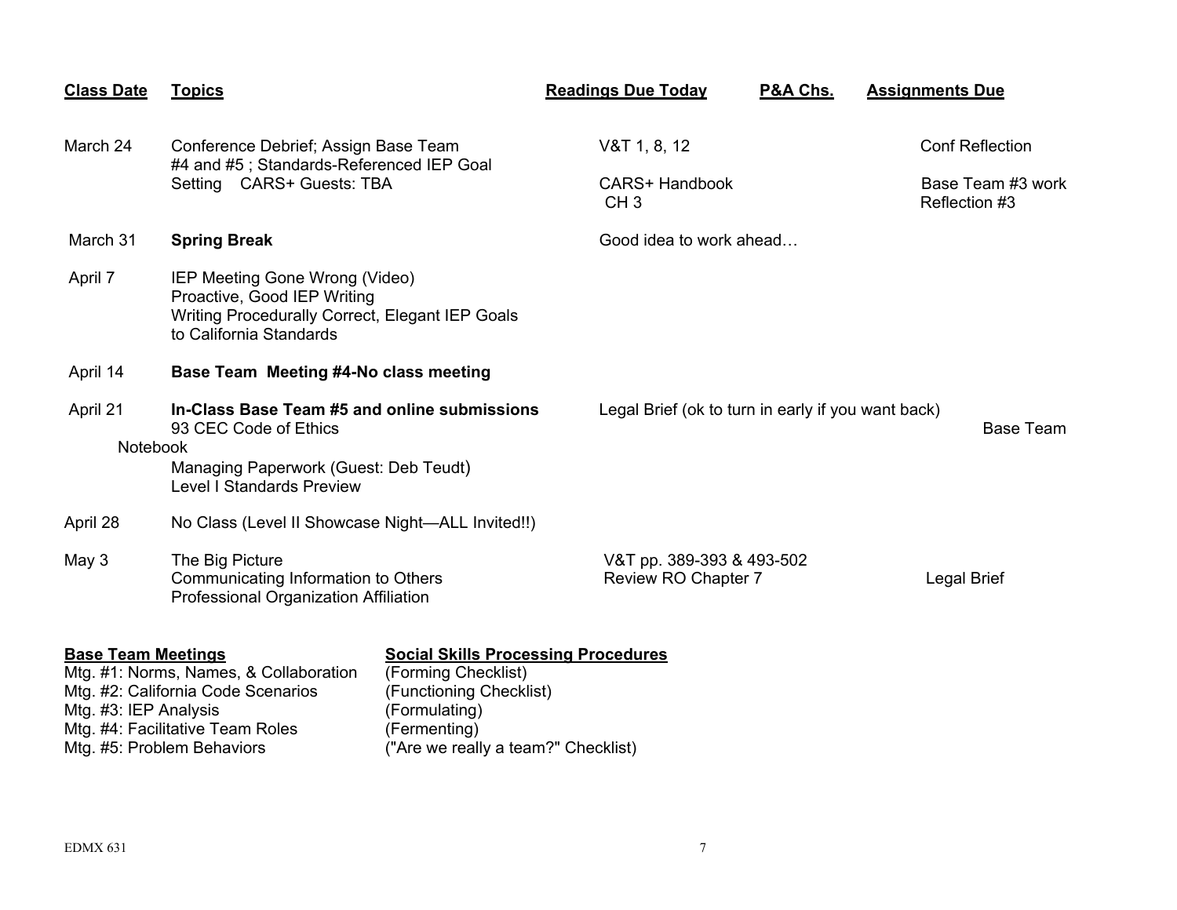| Class Date | Topics | Readings Due Today | P&A Chs. | Assignments Due |
|---|---|---|---|---|
| March 24 | Conference Debrief; Assign Base Team #4 and #5 ; Standards-Referenced IEP Goal Setting CARS+ Guests: TBA | V&T 1, 8, 12<br>CARS+ Handbook CH 3 | | Conf Reflection<br>Base Team #3 work Reflection #3 |
| March 31 | **Spring Break** | Good idea to work ahead… | | |
| April 7 | IEP Meeting Gone Wrong (Video)<br>Proactive, Good IEP Writing<br>Writing Procedurally Correct, Elegant IEP Goals to California Standards | | | |
| April 14 | **Base Team Meeting #4-No class meeting** | | | |
| April 21 | **In-Class Base Team #5 and online submissions**<br>93 CEC Code of Ethics<br>Managing Paperwork (Guest: Deb Teudt)<br>Level I Standards Preview | Legal Brief (ok to turn in early if you want back) | | Base Team Notebook |
| April 28 | No Class (Level II Showcase Night—ALL Invited!!) | | | |
| May 3 | The Big Picture<br>Communicating Information to Others<br>Professional Organization Affiliation | V&T pp. 389-393 & 493-502<br>Review RO Chapter 7 | | Legal Brief |

| **Base Team Meetings** | **Social Skills Processing Procedures** |
|---|---|
| Mtg. #1: Norms, Names, & Collaboration | (Forming Checklist) |
| Mtg. #2: California Code Scenarios | (Functioning Checklist) |
| Mtg. #3: IEP Analysis | (Formulating) |
| Mtg. #4: Facilitative Team Roles | (Fermenting) |
| Mtg. #5: Problem Behaviors | ("Are we really a team?" Checklist) |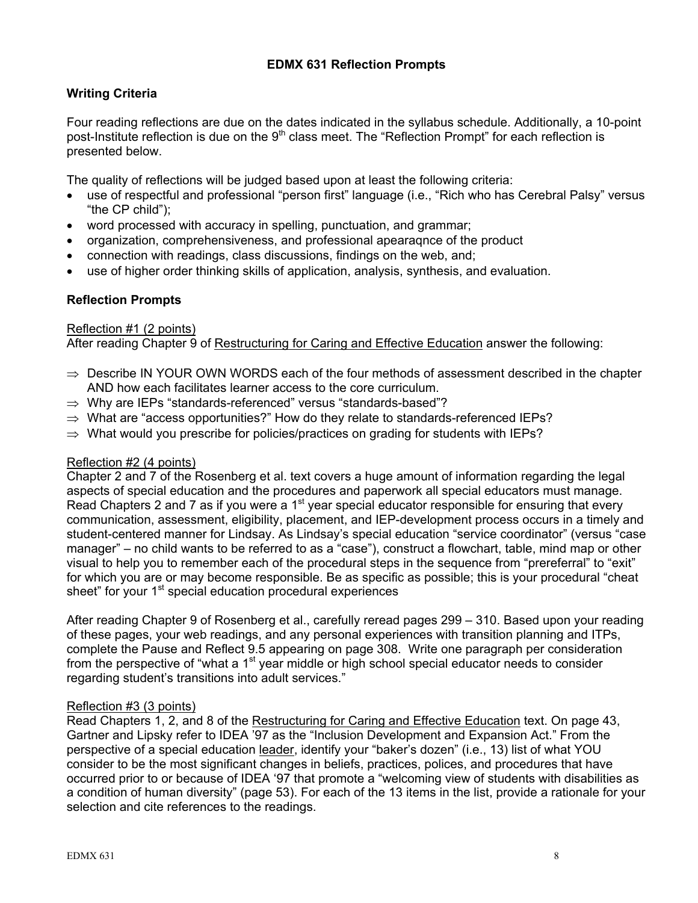## EDMX 631 Reflection Prompts

### Writing Criteria

Four reading reflections are due on the dates indicated in the syllabus schedule. Additionally, a 10-point post-Institute reflection is due on the 9th class meet. The "Reflection Prompt" for each reflection is presented below.

The quality of reflections will be judged based upon at least the following criteria:

- use of respectful and professional "person first" language (i.e., "Rich who has Cerebral Palsy" versus "the CP child");
- word processed with accuracy in spelling, punctuation, and grammar;
- organization, comprehensiveness, and professional apearaqnce of the product
- connection with readings, class discussions, findings on the web, and;
- use of higher order thinking skills of application, analysis, synthesis, and evaluation.

### Reflection Prompts

<u>Reflection #1 (2 points)</u>
After reading Chapter 9 of <u>Restructuring for Caring and Effective Education</u> answer the following:

⇒ Describe IN YOUR OWN WORDS each of the four methods of assessment described in the chapter AND how each facilitates learner access to the core curriculum.
⇒ Why are IEPs "standards-referenced" versus "standards-based"?
⇒ What are "access opportunities?" How do they relate to standards-referenced IEPs?
⇒ What would you prescribe for policies/practices on grading for students with IEPs?

<u>Reflection #2 (4 points)</u>
Chapter 2 and 7 of the Rosenberg et al. text covers a huge amount of information regarding the legal aspects of special education and the procedures and paperwork all special educators must manage. Read Chapters 2 and 7 as if you were a 1st year special educator responsible for ensuring that every communication, assessment, eligibility, placement, and IEP-development process occurs in a timely and student-centered manner for Lindsay. As Lindsay's special education "service coordinator" (versus "case manager" – no child wants to be referred to as a "case"), construct a flowchart, table, mind map or other visual to help you to remember each of the procedural steps in the sequence from "prereferral" to "exit" for which you are or may become responsible. Be as specific as possible; this is your procedural "cheat sheet" for your 1st special education procedural experiences

After reading Chapter 9 of Rosenberg et al., carefully reread pages 299 – 310. Based upon your reading of these pages, your web readings, and any personal experiences with transition planning and ITPs, complete the Pause and Reflect 9.5 appearing on page 308. Write one paragraph per consideration from the perspective of "what a 1st year middle or high school special educator needs to consider regarding student's transitions into adult services."

<u>Reflection #3 (3 points)</u>
Read Chapters 1, 2, and 8 of the <u>Restructuring for Caring and Effective Education</u> text. On page 43, Gartner and Lipsky refer to IDEA '97 as the "Inclusion Development and Expansion Act." From the perspective of a special education <u>leader</u>, identify your "baker's dozen" (i.e., 13) list of what YOU consider to be the most significant changes in beliefs, practices, polices, and procedures that have occurred prior to or because of IDEA '97 that promote a "welcoming view of students with disabilities as a condition of human diversity" (page 53). For each of the 13 items in the list, provide a rationale for your selection and cite references to the readings.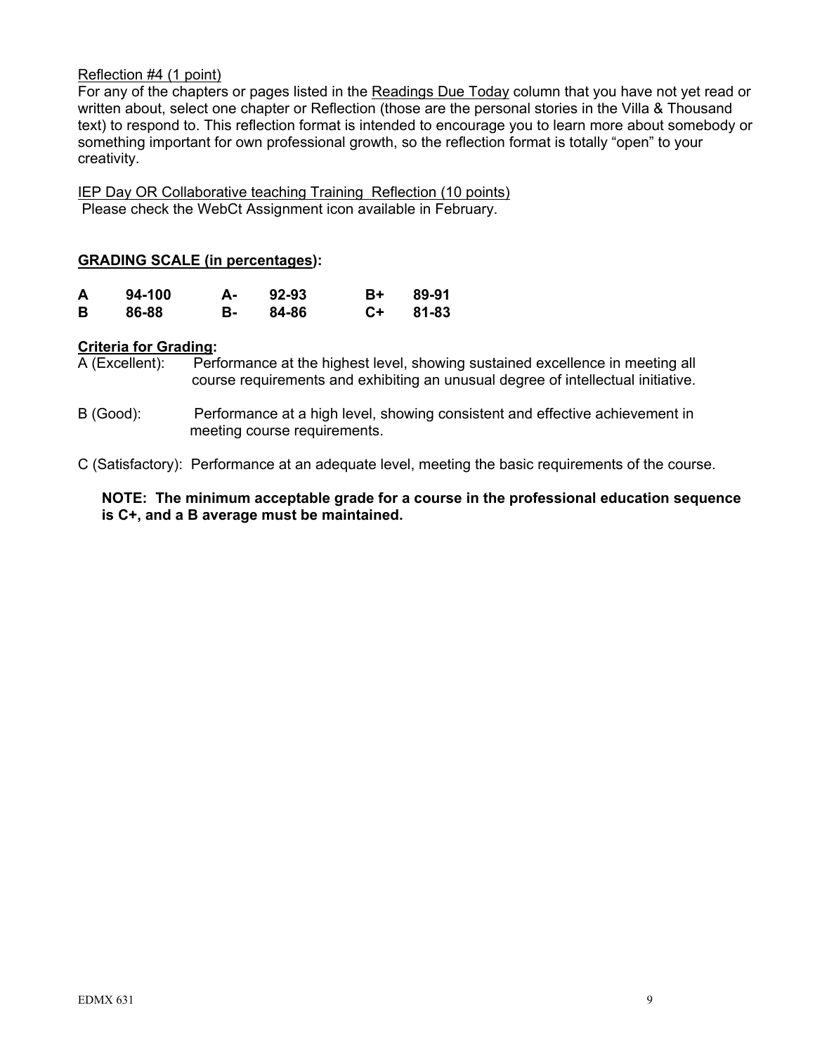Reflection #4 (1 point)
For any of the chapters or pages listed in the Readings Due Today column that you have not yet read or written about, select one chapter or Reflection (those are the personal stories in the Villa & Thousand text) to respond to. This reflection format is intended to encourage you to learn more about somebody or something important for own professional growth, so the reflection format is totally "open" to your creativity.

IEP Day OR Collaborative teaching Training Reflection (10 points)
Please check the WebCt Assignment icon available in February.

**GRADING SCALE (in percentages):**

| | | | | | |
|---|---|---|---|---|---|
| **A** | **94-100** | **A-** | **92-93** | **B+** | **89-91** |
| **B** | **86-88** | **B-** | **84-86** | **C+** | **81-83** |

**Criteria for Grading:**

A (Excellent): Performance at the highest level, showing sustained excellence in meeting all course requirements and exhibiting an unusual degree of intellectual initiative.

B (Good): Performance at a high level, showing consistent and effective achievement in meeting course requirements.

C (Satisfactory): Performance at an adequate level, meeting the basic requirements of the course.

**NOTE: The minimum acceptable grade for a course in the professional education sequence is C+, and a B average must be maintained.**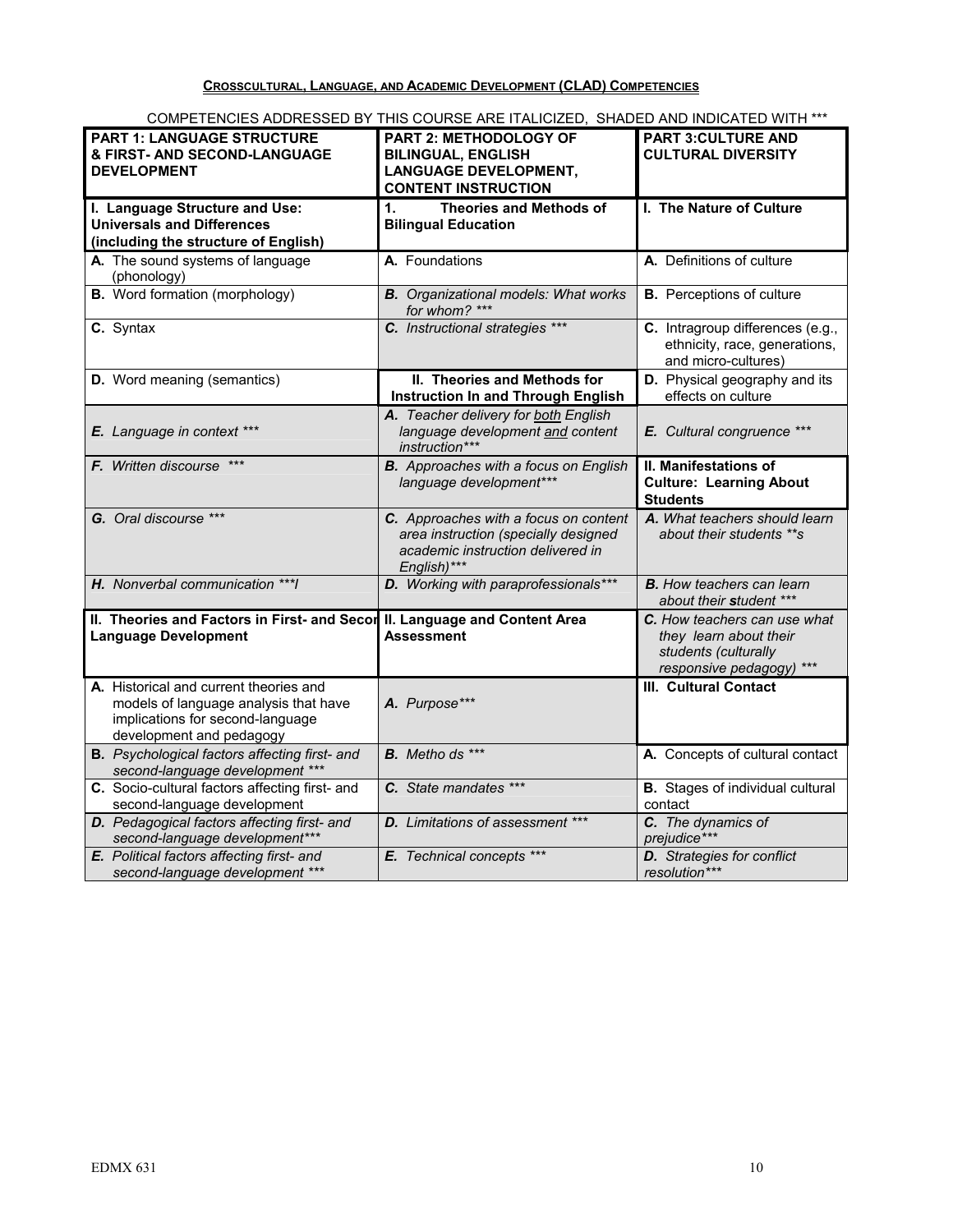## CROSSCULTURAL, LANGUAGE, AND ACADEMIC DEVELOPMENT (CLAD) COMPETENCIES

COMPETENCIES ADDRESSED BY THIS COURSE ARE ITALICIZED, SHADED AND INDICATED WITH ***

| **PART 1: LANGUAGE STRUCTURE & FIRST- AND SECOND-LANGUAGE DEVELOPMENT** | **PART 2: METHODOLOGY OF BILINGUAL, ENGLISH LANGUAGE DEVELOPMENT, CONTENT INSTRUCTION** | **PART 3: CULTURE AND CULTURAL DIVERSITY** |
|---|---|---|
| **I. Language Structure and Use: Universals and Differences (including the structure of English)** | **1. Theories and Methods of Bilingual Education** | **I. The Nature of Culture** |
| **A.** The sound systems of language (phonology) | **A.** Foundations | **A.** Definitions of culture |
| **B.** Word formation (morphology) | ***B.** Organizational models: What works for whom? **** | **B.** Perceptions of culture |
| **C.** Syntax | ***C.** Instructional strategies **** | **C.** Intragroup differences (e.g., ethnicity, race, generations, and micro-cultures) |
| **D.** Word meaning (semantics) | **II. Theories and Methods for Instruction In and Through English** | **D.** Physical geography and its effects on culture |
| ***E.** Language in context **** | ***A.** Teacher delivery for both English language development and content instruction**** | ***E.** Cultural congruence **** |
| ***F.** Written discourse **** | ***B.** Approaches with a focus on English language development**** | **II. Manifestations of Culture: Learning About Students** |
| ***G.** Oral discourse **** | ***C.** Approaches with a focus on content area instruction (specially designed academic instruction delivered in English)**** | ***A.** What teachers should learn about their students **s* |
| ***H.** Nonverbal communication ***I* | ***D.** Working with paraprofessionals**** | ***B.** How teachers can learn about their student **** |
| **II. Theories and Factors in First- and Second-Language Development** | **II. Language and Content Area Assessment** | ***C.** How teachers can use what they learn about their students (culturally responsive pedagogy) **** |
| **A.** Historical and current theories and models of language analysis that have implications for second-language development and pedagogy | ***A.** Purpose**** | **III. Cultural Contact** |
| ***B.** Psychological factors affecting first- and second-language development **** | ***B.** Metho ds **** | **A.** Concepts of cultural contact |
| **C.** Socio-cultural factors affecting first- and second-language development | ***C.** State mandates **** | **B.** Stages of individual cultural contact |
| ***D.** Pedagogical factors affecting first- and second-language development**** | ***D.** Limitations of assessment **** | ***C.** The dynamics of prejudice**** |
| ***E.** Political factors affecting first- and second-language development **** | ***E.** Technical concepts **** | ***D.** Strategies for conflict resolution**** |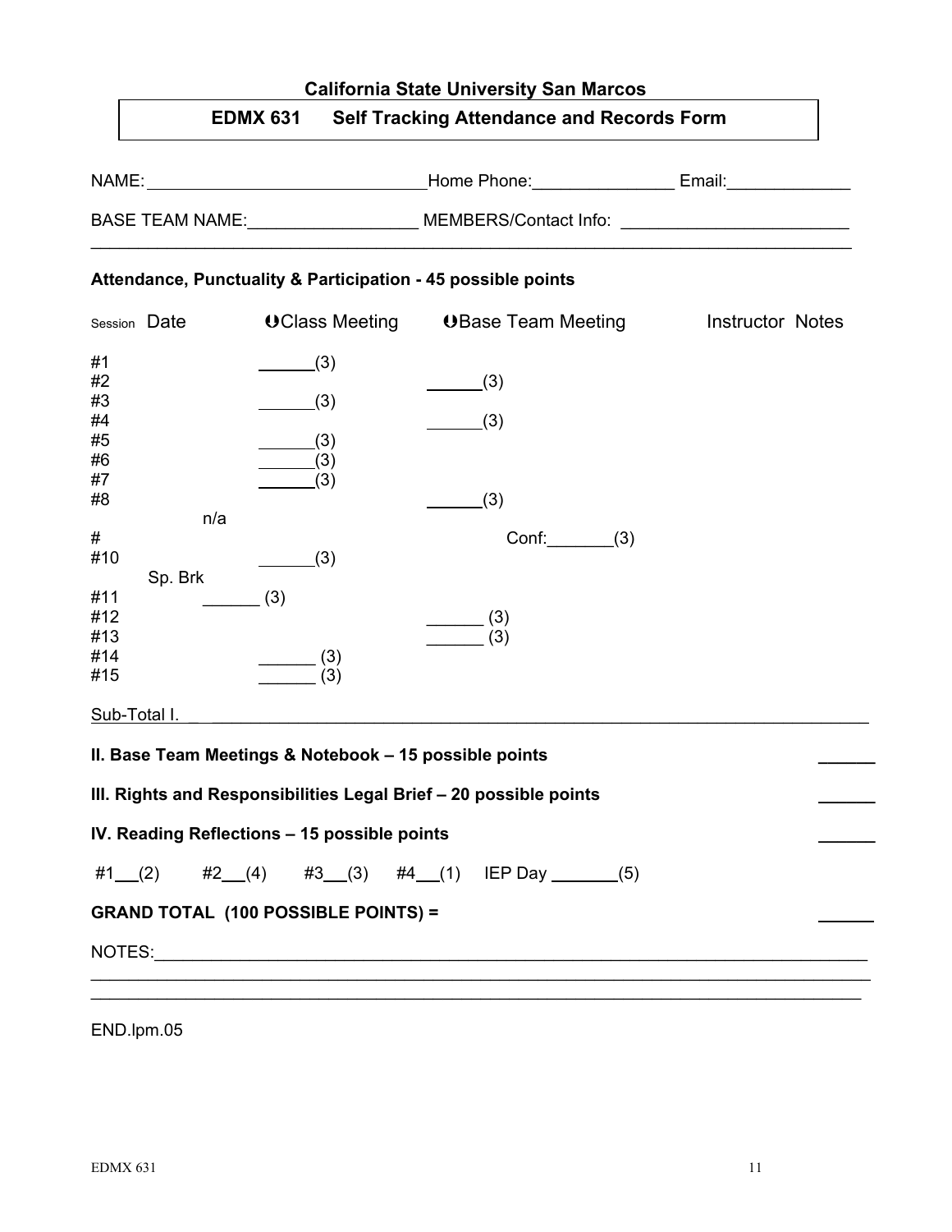**California State University San Marcos**

**EDMX 631 Self Tracking Attendance and Records Form**

NAME:____________________________Home Phone:______________ Email:____________

BASE TEAM NAME:_________________ MEMBERS/Contact Info: _______________________

_______________________________________________________________________________

**Attendance, Punctuality & Participation - 45 possible points**

| Session | Date | Class Meeting | Base Team Meeting | Instructor Notes |
|---|---|---|---|---|
| #1 | | ______(3) | | |
| #2 | | | ______(3) | |
| #3 | | ______(3) | | |
| #4 | | | ______(3) | |
| #5 | | ______(3) | | |
| #6 | | ______(3) | | |
| #7 | | ______(3) | | |
| #8 | | | ______(3) | |
| | n/a | | | |
| # | | | Conf:_______(3) | |
| #10 | | ______(3) | | |
| | Sp. Brk | | | |
| #11 | ______ (3) | | | |
| #12 | | | ______ (3) | |
| #13 | | | ______ (3) | |
| #14 | | ______ (3) | | |
| #15 | | ______ (3) | | |

Sub-Total I. ______________________________________________________________________

**II. Base Team Meetings & Notebook – 15 possible points** ______

**III. Rights and Responsibilities Legal Brief – 20 possible points** ______

**IV. Reading Reflections – 15 possible points** ______

#1__(2) #2__(4) #3__(3) #4__(1) IEP Day _______(5)

**GRAND TOTAL (100 POSSIBLE POINTS) =** ______

NOTES:_____________________________________________________________________

_______________________________________________________________________________

_______________________________________________________________________________

END.lpm.05